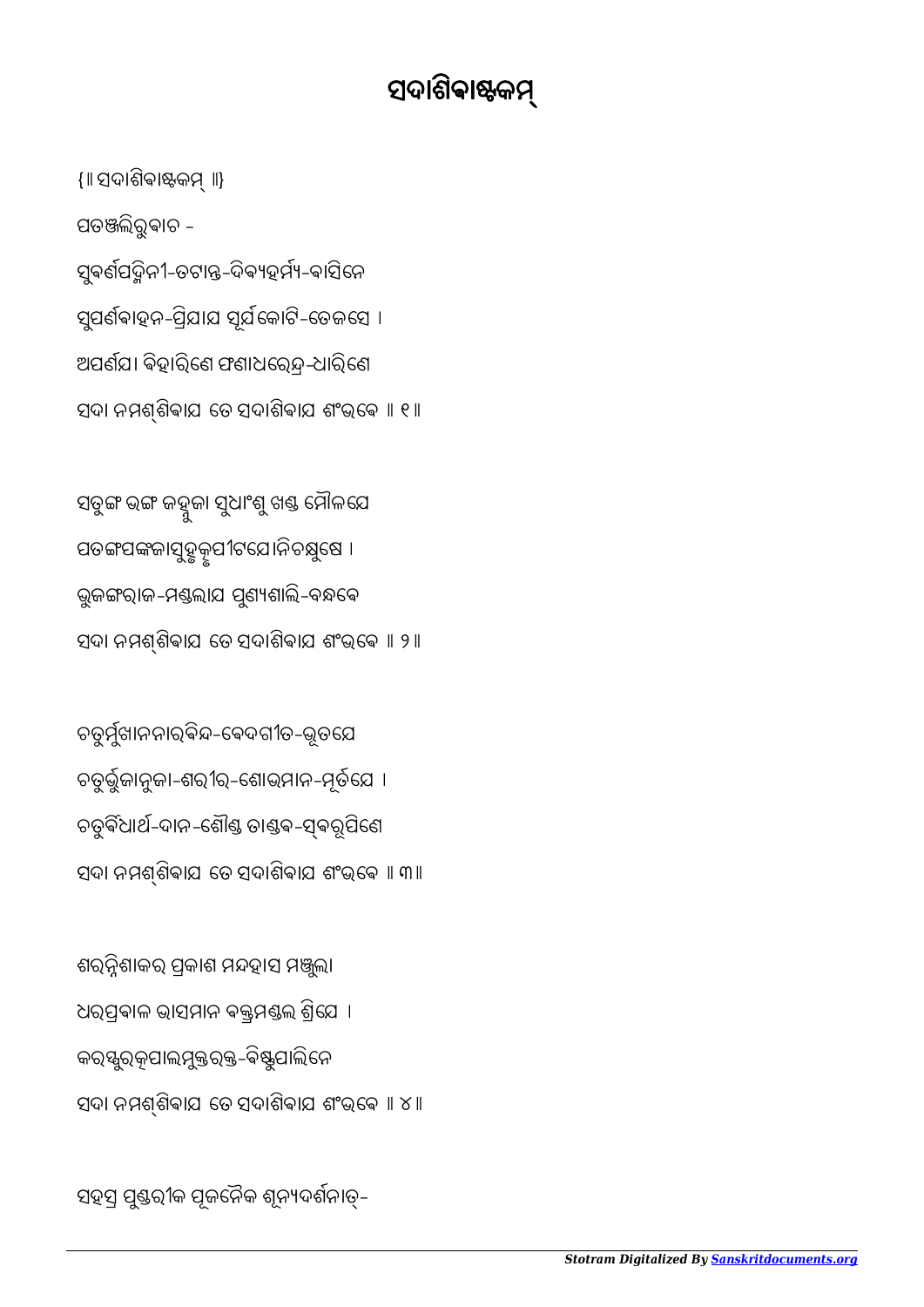# ସଦାଶିବାଷ୍ଟକମ୍

{॥ ସଦାଶିବାଷ୍ଟକମ୍ ॥}

ପତଞ୍ଜଲିରୁବାଚ -

ସୁବର୍ଣପଦ୍ମିନୀ-ତଟାନ୍ତ-ଦିବ୍ୟହର୍ମ୍ୟ-ବାସିନେ
ସୁପର୍ଣବାହନ-ପ୍ରିୟାୟ ସୂର୍ୟକୋଟି-ତେଜସେ ।
ଅପର୍ଣୟା ବିହାରିଣେ ଫଣାଧରେନ୍ଦ୍ର-ଧାରିଣେ
ସଦା ନମଶ୍ଶିବାୟ ତେ ସଦାଶିବାୟ ଶଂଭବେ ॥ ୧॥

ସତୁଙ୍ଗ ଭଙ୍ଗ ଜହ୍ନୁଜା ସୁଧାଂଶୁ ଖଣ୍ଡ ମୌଳୟେ
ପତଙ୍ଗପଙ୍କଜାସୁହୃତ୍କୃପୀଟୟୋନିଚକ୍ଷୁଷେ ।
ଭୁଜଙ୍ଗରାଜ-ମଣ୍ଡଲାୟ ପୁଣ୍ୟଶାଲି-ବନ୍ଧବେ
ସଦା ନମଶ୍ଶିବାୟ ତେ ସଦାଶିବାୟ ଶଂଭବେ ॥ ୨॥

ଚତୁର୍ମୁଖାନନାରବିନ୍ଦ-ବେଦଗୀତ-ଭୂତୟେ
ଚତୁର୍ଭୁଜାନୁଜା-ଶରୀର-ଶୋଭମାନ-ମୂର୍ତୟେ ।
ଚତୁର୍ବିଧାର୍ଥ-ଦାନ-ଶୌଣ୍ଡ ତାଣ୍ଡବ-ସ୍ଵରୂପିଣେ
ସଦା ନମଶ୍ଶିବାୟ ତେ ସଦାଶିବାୟ ଶଂଭବେ ॥ ୩॥

ଶରନ୍ନିଶାକର ପ୍ରକାଶ ମନ୍ଦହାସ ମଞ୍ଜୁଲା
ଧରପ୍ରବାଳ ଭାସମାନ ବକ୍ତ୍ରମଣ୍ଡଲ ଶ୍ରିୟେ ।
କରସ୍ଫୁରତ୍କପାଲମୁକ୍ତରକ୍ତ-ବିଷ୍ଣୁପାଲିନେ
ସଦା ନମଶ୍ଶିବାୟ ତେ ସଦାଶିବାୟ ଶଂଭବେ ॥ ୪॥

ସହସ୍ର ପୁଣ୍ଡରୀକ ପୂଜନୈକ ଶୂନ୍ୟଦର୍ଶନାତ୍-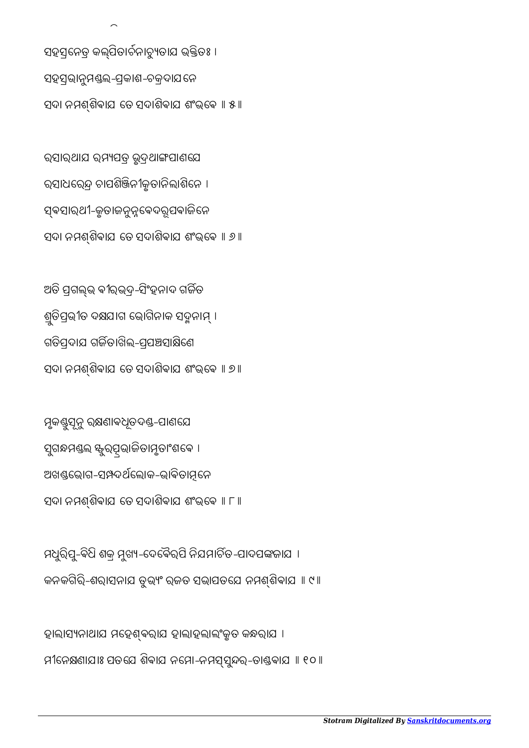ସହସ୍ରନେତ୍ର କଲ୍ପିତାର୍ଚନାଚ୍ୟୁତାଯ ଭକ୍ତିତଃ ।
ସହସ୍ରଭାନୁମଣ୍ଡଲ-ପ୍ରକାଶ-ଚକ୍ରଦାଯ ନେ
ସଦା ନମଶ୍ଶିବାଯ ତେ ସଦାଶିବାଯ ଶଂଭଵେ ॥ ୫॥

ରସାରଥାଯ ରମ୍ୟପତ୍ର ଭୃଦ୍ରଥାଙ୍ଗପାଣଯେ
ରସାଧରେନ୍ଦ୍ର ଚାପଶିଞ୍ଜିନୀକୃତାନିଲାଶିନେ ।
ସ୍ଵସାରଥୀ-କୃତାଜନୁନ୍ନଵେଦରୂପଵାଜିନେ
ସଦା ନମଶ୍ଶିବାଯ ତେ ସଦାଶିବାଯ ଶଂଭଵେ ॥ ୬॥

ଅତି ପ୍ରଗଲ୍ଭ ଵୀରଭଦ୍ର-ସିଂହନାଦ ଗର୍ଜିତ
ଶ୍ରୁତିପ୍ରଭୀତ ଦକ୍ଷଯାଗ ଭୋଗିନାକ ସଦ୍ମନାମ୍ ।
ଗତିପ୍ରଦାଯ ଗର୍ଜିତାଖିଲ-ପ୍ରପଞ୍ଚସାକ୍ଷିଣେ
ସଦା ନମଶ୍ଶିବାଯ ତେ ସଦାଶିବାଯ ଶଂଭଵେ ॥ ୭॥

ମୃକଣ୍ଡୁସୂନୁ ରକ୍ଷଣାଵଧୂତଦଣ୍ଡ-ପାଣଯେ
ସୁଗନ୍ଧମଣ୍ଡଲ ସ୍ଫୁରତ୍ପ୍ରଭାଜିତାମୃତାଂଶଵେ ।
ଅଖଣ୍ଡଭୋଗ-ସମ୍ପଦର୍ଥଲୋକ-ଭାଵିତାତ୍ମନେ
ସଦା ନମଶ୍ଶିବାଯ ତେ ସଦାଶିବାଯ ଶଂଭଵେ ॥ ୮॥

ମଧୁରିପୁ-ଵିଧି ଶକ୍ର ମୁଖ୍ୟ-ଦେଵୈରପି ନିଯମାର୍ଚିତ-ପାଦପଙ୍କଜାଯ ।
କନକଗିରି-ଶରାସନାଯ ତୁଭ୍ୟଂ ରଜତ ସଭାପତଯେ ନମଶ୍ଶିବାଯ ॥ ୯॥

ହାଲାସ୍ୟନାଥାଯ ମହେଶ୍ଵରାଯ ହାଲାହଲାଲଂକୃତ କନ୍ଧରାଯ ।
ମୀନେକ୍ଷଣାଯାଃ ପତଯେ ଶିଵାଯ ନମୋ-ନମସ୍ସୁନ୍ଦର-ତାଣ୍ଡଵାଯ ॥ ୧୦॥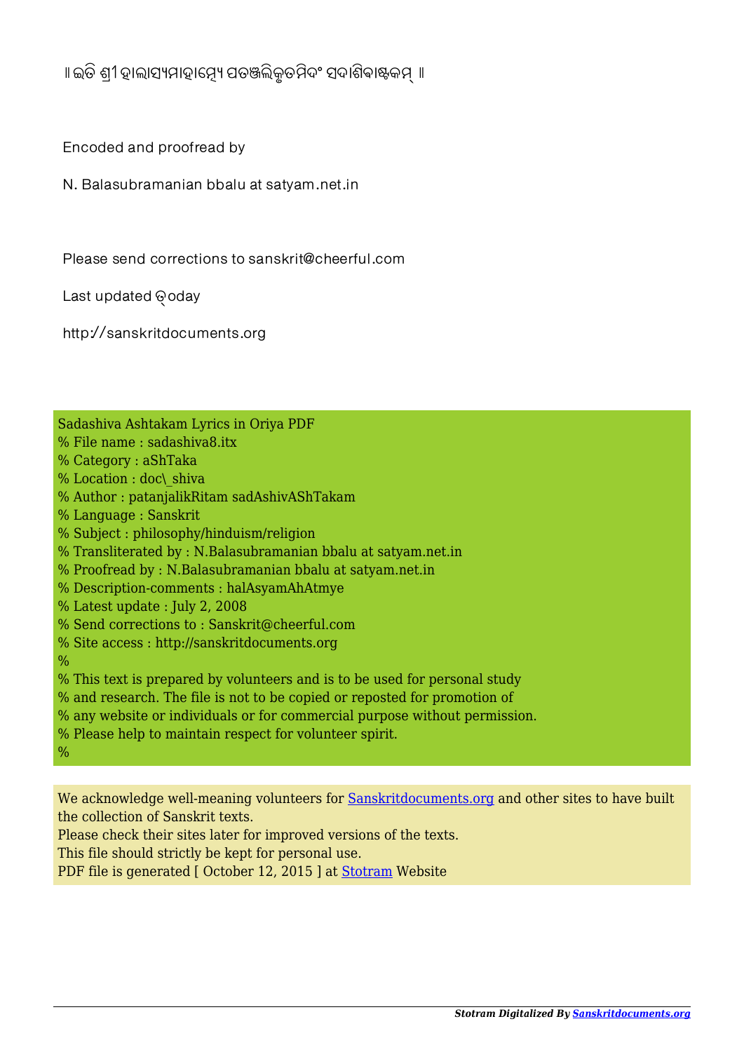॥ ଇତି ଶ୍ରୀ ହାଲାସ୍ୟମାହାତ୍ମ୍ୟେ ପତଞ୍ଜଲିକୃତମିଦଂ ସଦାଶିବାଷ୍ଟକମ୍ ॥

Encoded and proofread by

N. Balasubramanian bbalu at satyam.net.in

Please send corrections to sanskrit@cheerful.com

Last updated ତ୍oday

http://sanskritdocuments.org

Sadashiva Ashtakam Lyrics in Oriya PDF
% File name : sadashiva8.itx
% Category : aShTaka
% Location : doc\_shiva
% Author : patanjalikRitam sadAshivAShTakam
% Language : Sanskrit
% Subject : philosophy/hinduism/religion
% Transliterated by : N.Balasubramanian bbalu at satyam.net.in
% Proofread by : N.Balasubramanian bbalu at satyam.net.in
% Description-comments : halAsyamAhAtmye
% Latest update : July 2, 2008
% Send corrections to : Sanskrit@cheerful.com
% Site access : http://sanskritdocuments.org
%
% This text is prepared by volunteers and is to be used for personal study
% and research. The file is not to be copied or reposted for promotion of
% any website or individuals or for commercial purpose without permission.
% Please help to maintain respect for volunteer spirit.
%

We acknowledge well-meaning volunteers for Sanskritdocuments.org and other sites to have built the collection of Sanskrit texts.
Please check their sites later for improved versions of the texts.
This file should strictly be kept for personal use.
PDF file is generated [ October 12, 2015 ] at Stotram Website